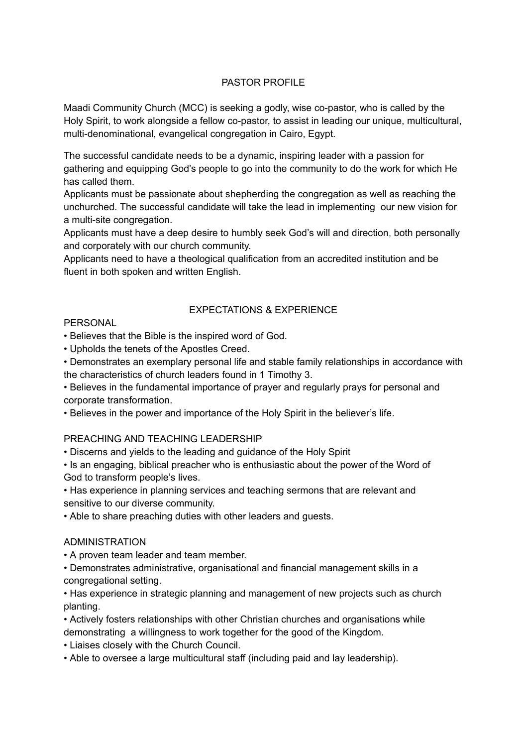# PASTOR PROFILE

Maadi Community Church (MCC) is seeking a godly, wise co-pastor, who is called by the Holy Spirit, to work alongside a fellow co-pastor, to assist in leading our unique, multicultural, multi-denominational, evangelical congregation in Cairo, Egypt.

The successful candidate needs to be a dynamic, inspiring leader with a passion for gathering and equipping God's people to go into the community to do the work for which He has called them.

Applicants must be passionate about shepherding the congregation as well as reaching the unchurched. The successful candidate will take the lead in implementing our new vision for a multi-site congregation.

Applicants must have a deep desire to humbly seek God's will and direction, both personally and corporately with our church community.

Applicants need to have a theological qualification from an accredited institution and be fluent in both spoken and written English.

## EXPECTATIONS & EXPERIENCE

### PERSONAL

- Believes that the Bible is the inspired word of God.
- Upholds the tenets of the Apostles Creed.
- Demonstrates an exemplary personal life and stable family relationships in accordance with the characteristics of church leaders found in 1 Timothy 3.
- Believes in the fundamental importance of prayer and regularly prays for personal and corporate transformation.
- Believes in the power and importance of the Holy Spirit in the believer's life.

### PREACHING AND TEACHING LEADERSHIP

- Discerns and yields to the leading and guidance of the Holy Spirit
- Is an engaging, biblical preacher who is enthusiastic about the power of the Word of God to transform people's lives.
- Has experience in planning services and teaching sermons that are relevant and sensitive to our diverse community.
- Able to share preaching duties with other leaders and guests.

### ADMINISTRATION

- A proven team leader and team member.
- Demonstrates administrative, organisational and financial management skills in a congregational setting.
- Has experience in strategic planning and management of new projects such as church planting.
- Actively fosters relationships with other Christian churches and organisations while demonstrating a willingness to work together for the good of the Kingdom.
- Liaises closely with the Church Council.
- Able to oversee a large multicultural staff (including paid and lay leadership).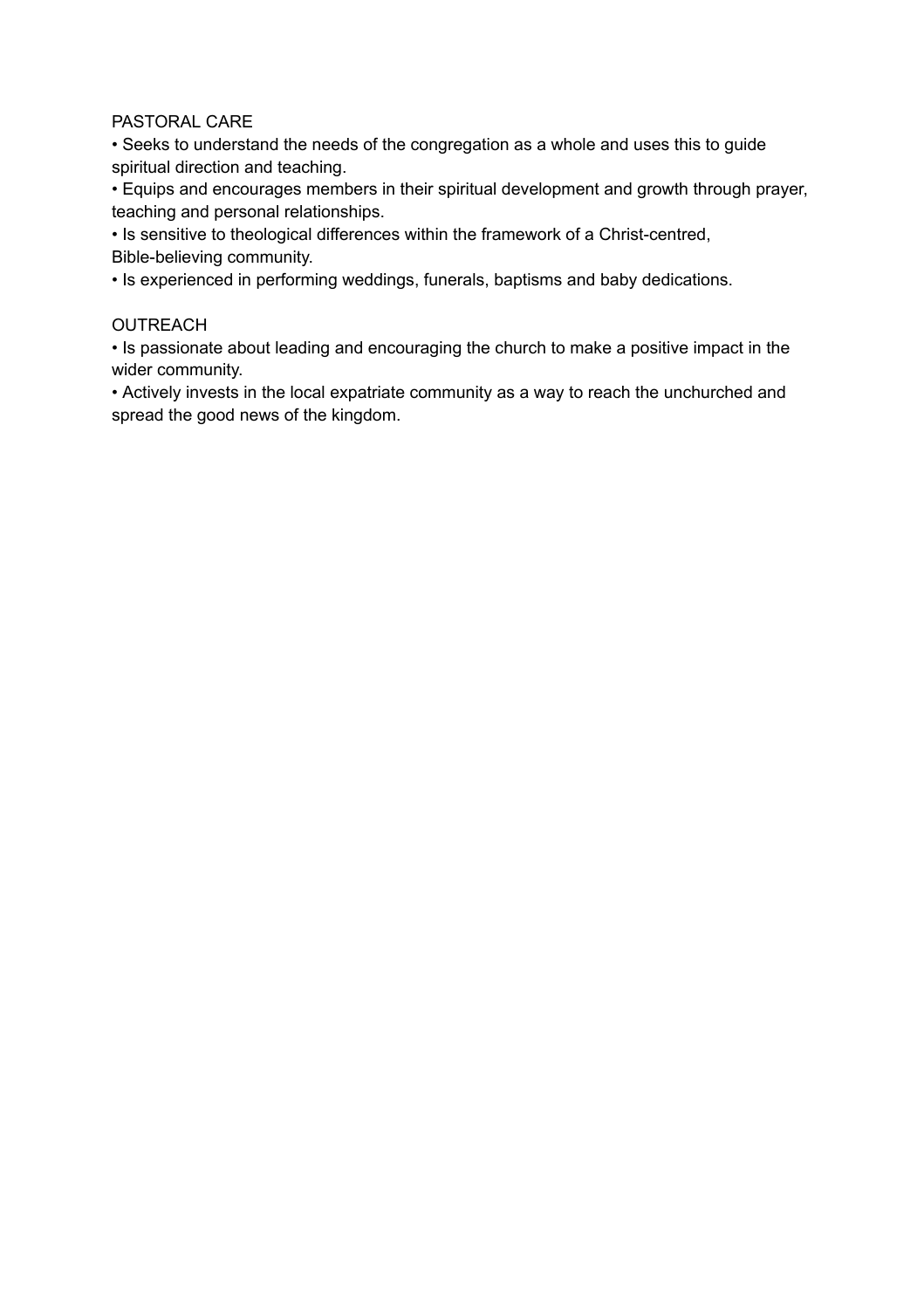## PASTORAL CARE

- Seeks to understand the needs of the congregation as a whole and uses this to guide spiritual direction and teaching.
- Equips and encourages members in their spiritual development and growth through prayer, teaching and personal relationships.
- Is sensitive to theological differences within the framework of a Christ-centred, Bible-believing community.
- Is experienced in performing weddings, funerals, baptisms and baby dedications.

## OUTREACH

- Is passionate about leading and encouraging the church to make a positive impact in the wider community.
- Actively invests in the local expatriate community as a way to reach the unchurched and spread the good news of the kingdom.